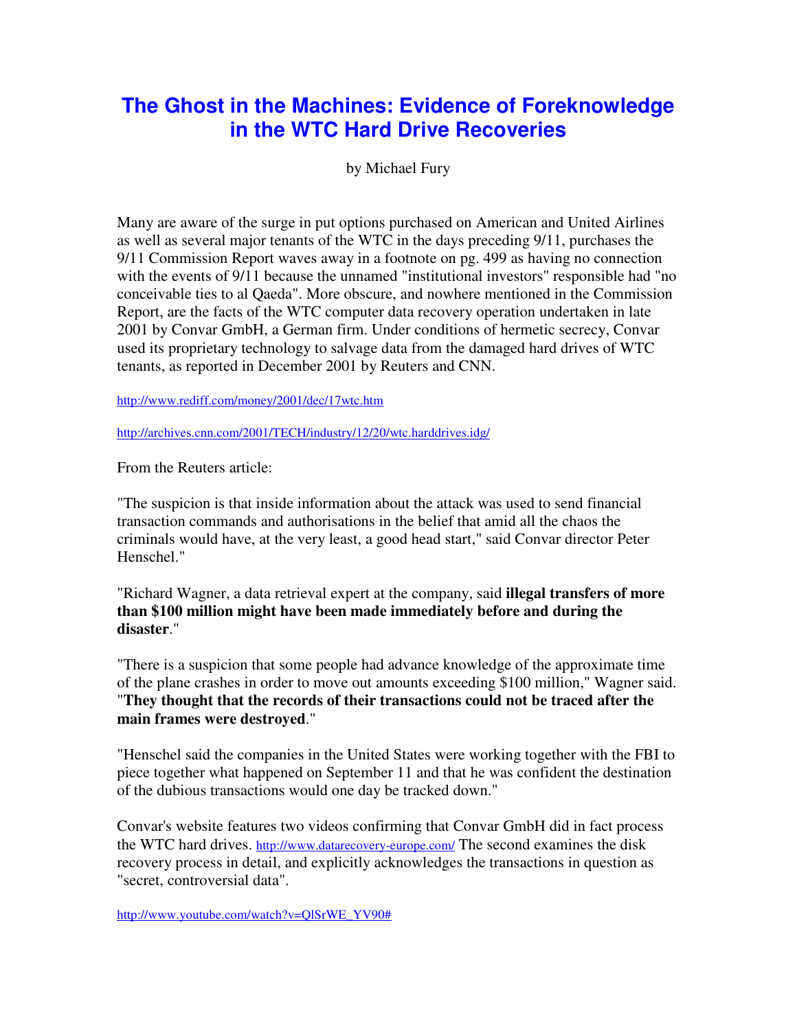# The Ghost in the Machines: Evidence of Foreknowledge in the WTC Hard Drive Recoveries

by Michael Fury

Many are aware of the surge in put options purchased on American and United Airlines as well as several major tenants of the WTC in the days preceding 9/11, purchases the 9/11 Commission Report waves away in a footnote on pg. 499 as having no connection with the events of 9/11 because the unnamed "institutional investors" responsible had "no conceivable ties to al Qaeda". More obscure, and nowhere mentioned in the Commission Report, are the facts of the WTC computer data recovery operation undertaken in late 2001 by Convar GmbH, a German firm. Under conditions of hermetic secrecy, Convar used its proprietary technology to salvage data from the damaged hard drives of WTC tenants, as reported in December 2001 by Reuters and CNN.

http://www.rediff.com/money/2001/dec/17wtc.htm

http://archives.cnn.com/2001/TECH/industry/12/20/wtc.harddrives.idg/

From the Reuters article:

"The suspicion is that inside information about the attack was used to send financial transaction commands and authorisations in the belief that amid all the chaos the criminals would have, at the very least, a good head start," said Convar director Peter Henschel."

"Richard Wagner, a data retrieval expert at the company, said **illegal transfers of more than $100 million might have been made immediately before and during the disaster**."

"There is a suspicion that some people had advance knowledge of the approximate time of the plane crashes in order to move out amounts exceeding $100 million," Wagner said. "**They thought that the records of their transactions could not be traced after the main frames were destroyed**."

"Henschel said the companies in the United States were working together with the FBI to piece together what happened on September 11 and that he was confident the destination of the dubious transactions would one day be tracked down."

Convar's website features two videos confirming that Convar GmbH did in fact process the WTC hard drives. http://www.datarecovery-europe.com/ The second examines the disk recovery process in detail, and explicitly acknowledges the transactions in question as "secret, controversial data".

http://www.youtube.com/watch?v=QlSrWE_YV90#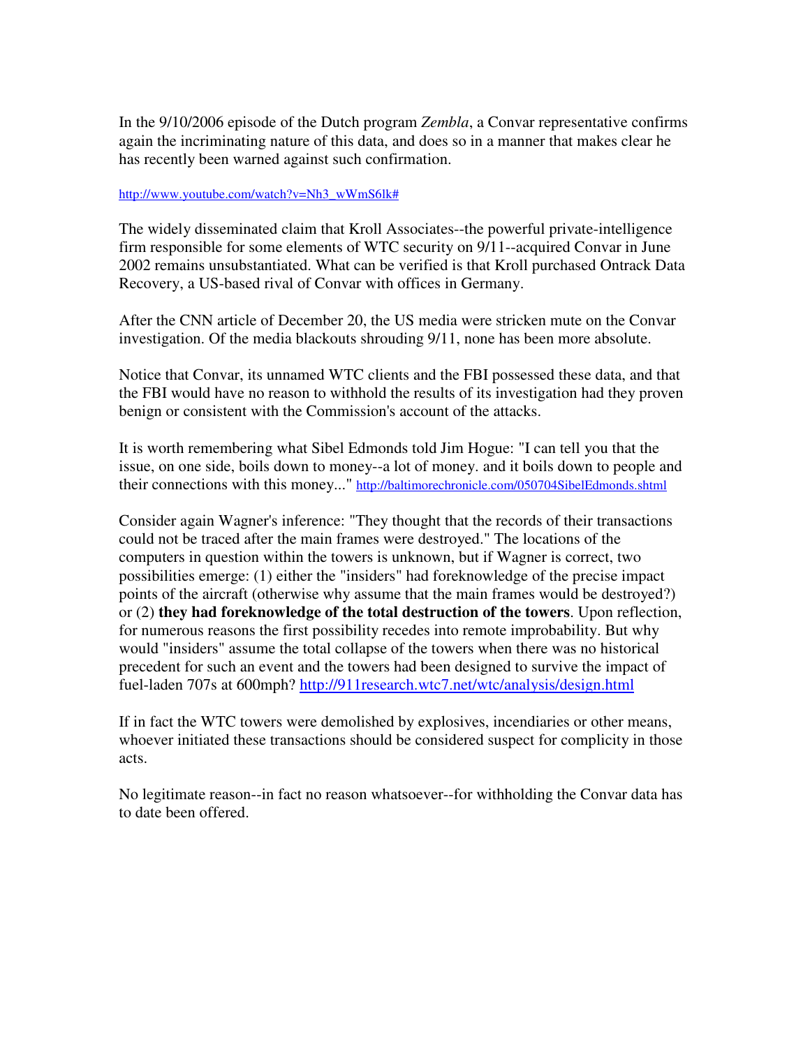In the 9/10/2006 episode of the Dutch program *Zembla*, a Convar representative confirms again the incriminating nature of this data, and does so in a manner that makes clear he has recently been warned against such confirmation.

http://www.youtube.com/watch?v=Nh3_wWmS6lk#

The widely disseminated claim that Kroll Associates--the powerful private-intelligence firm responsible for some elements of WTC security on 9/11--acquired Convar in June 2002 remains unsubstantiated. What can be verified is that Kroll purchased Ontrack Data Recovery, a US-based rival of Convar with offices in Germany.

After the CNN article of December 20, the US media were stricken mute on the Convar investigation. Of the media blackouts shrouding 9/11, none has been more absolute.

Notice that Convar, its unnamed WTC clients and the FBI possessed these data, and that the FBI would have no reason to withhold the results of its investigation had they proven benign or consistent with the Commission's account of the attacks.

It is worth remembering what Sibel Edmonds told Jim Hogue: "I can tell you that the issue, on one side, boils down to money--a lot of money. and it boils down to people and their connections with this money..." http://baltimorechronicle.com/050704SibelEdmonds.shtml

Consider again Wagner's inference: "They thought that the records of their transactions could not be traced after the main frames were destroyed." The locations of the computers in question within the towers is unknown, but if Wagner is correct, two possibilities emerge: (1) either the "insiders" had foreknowledge of the precise impact points of the aircraft (otherwise why assume that the main frames would be destroyed?) or (2) **they had foreknowledge of the total destruction of the towers**. Upon reflection, for numerous reasons the first possibility recedes into remote improbability. But why would "insiders" assume the total collapse of the towers when there was no historical precedent for such an event and the towers had been designed to survive the impact of fuel-laden 707s at 600mph? http://911research.wtc7.net/wtc/analysis/design.html

If in fact the WTC towers were demolished by explosives, incendiaries or other means, whoever initiated these transactions should be considered suspect for complicity in those acts.

No legitimate reason--in fact no reason whatsoever--for withholding the Convar data has to date been offered.